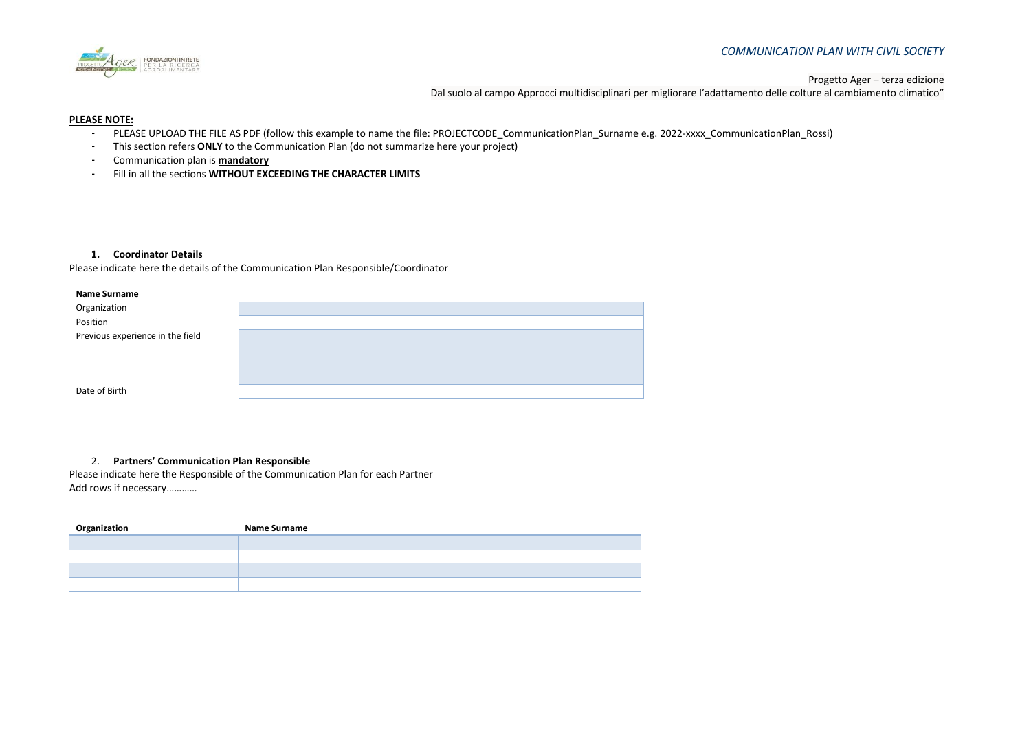*COMMUNICATION PLAN WITH CIVIL SOCIETY*

Progetto Ager – terza edizione
Dal suolo al campo Approcci multidisciplinari per migliorare l'adattamento delle colture al cambiamento climatico"

**PLEASE NOTE:**

- PLEASE UPLOAD THE FILE AS PDF (follow this example to name the file: PROJECTCODE_CommunicationPlan_Surname e.g. 2022-xxxx_CommunicationPlan_Rossi)
- This section refers **ONLY** to the Communication Plan (do not summarize here your project)
- Communication plan is **mandatory**
- Fill in all the sections **WITHOUT EXCEEDING THE CHARACTER LIMITS**

## 1. Coordinator Details

Please indicate here the details of the Communication Plan Responsible/Coordinator

| **Name Surname** | |
|---|---|
| Organization | |
| Position | |
| Previous experience in the field | |
| Date of Birth | |

## 2. Partners' Communication Plan Responsible

Please indicate here the Responsible of the Communication Plan for each Partner
Add rows if necessary…………

| Organization | Name Surname |
|---|---|
| | |
| | |
| | |
| | |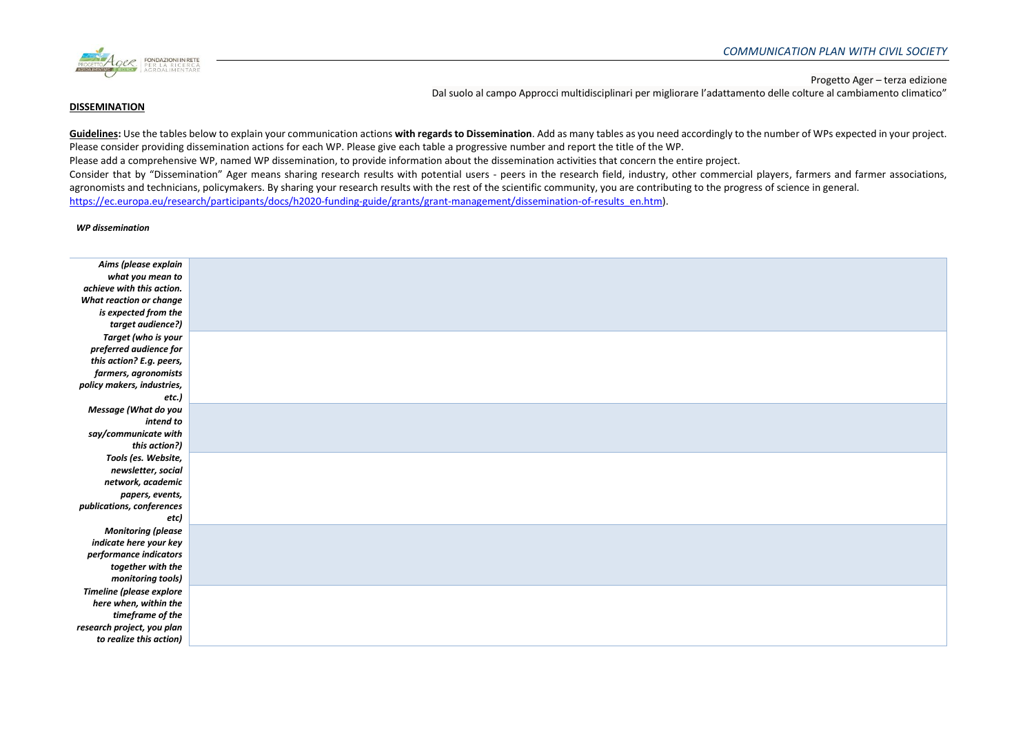Progetto Ager – terza edizione

Dal suolo al campo Approcci multidisciplinari per migliorare l'adattamento delle colture al cambiamento climatico"

**DISSEMINATION**

**Guidelines:** Use the tables below to explain your communication actions **with regards to Dissemination**. Add as many tables as you need accordingly to the number of WPs expected in your project. Please consider providing dissemination actions for each WP. Please give each table a progressive number and report the title of the WP.

Please add a comprehensive WP, named WP dissemination, to provide information about the dissemination activities that concern the entire project.

Consider that by "Dissemination" Ager means sharing research results with potential users - peers in the research field, industry, other commercial players, farmers and farmer associations, agronomists and technicians, policymakers. By sharing your research results with the rest of the scientific community, you are contributing to the progress of science in general. https://ec.europa.eu/research/participants/docs/h2020-funding-guide/grants/grant-management/dissemination-of-results_en.htm).

***WP dissemination***

| | |
|---|---|
| ***Aims (please explain what you mean to achieve with this action. What reaction or change is expected from the target audience?)*** | |
| ***Target (who is your preferred audience for this action? E.g. peers, farmers, agronomists policy makers, industries, etc.)*** | |
| ***Message (What do you intend to say/communicate with this action?)*** | |
| ***Tools (es. Website, newsletter, social network, academic papers, events, publications, conferences etc)*** | |
| ***Monitoring (please indicate here your key performance indicators together with the monitoring tools)*** | |
| ***Timeline (please explore here when, within the timeframe of the research project, you plan to realize this action)*** | |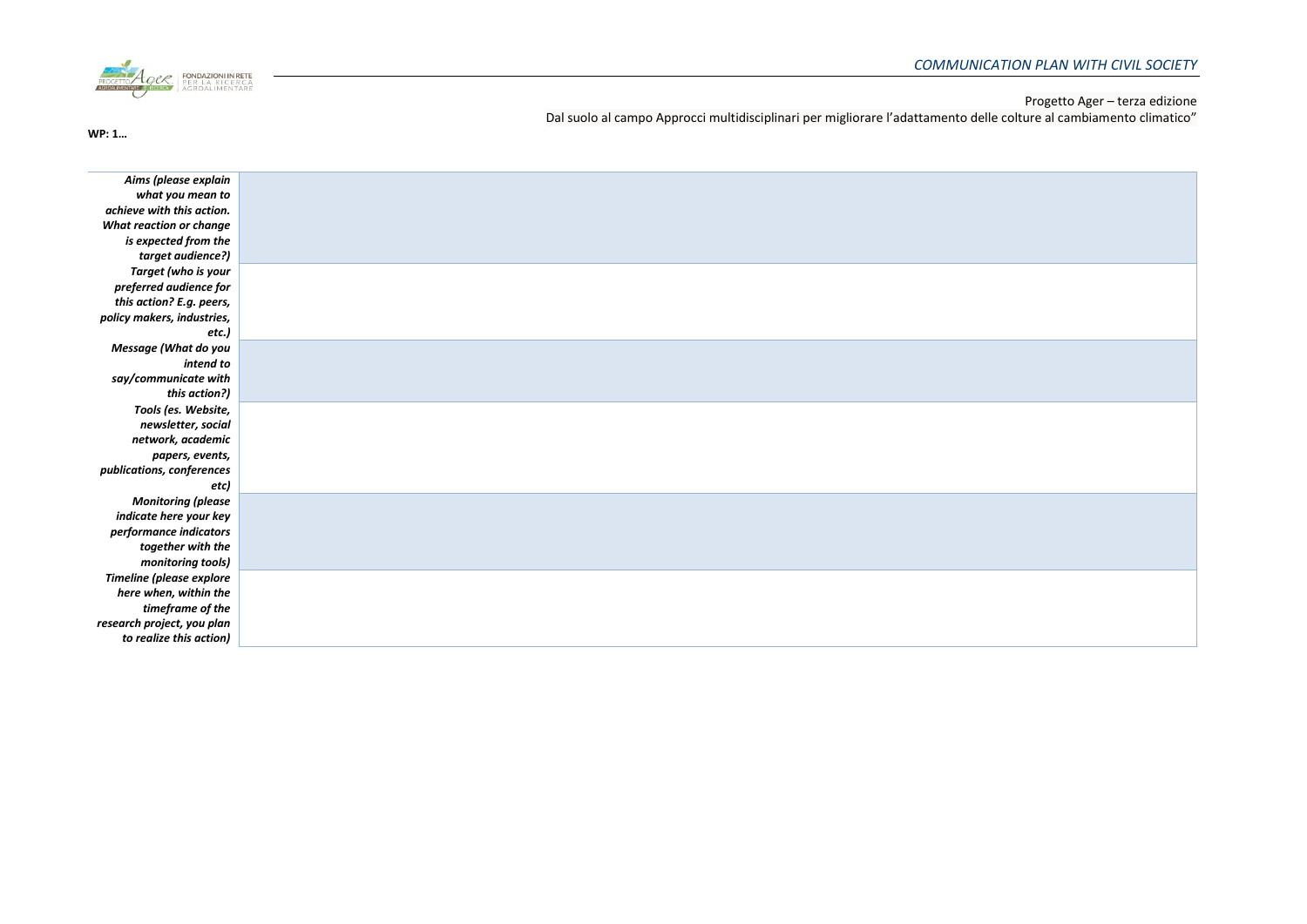Progetto Ager – terza edizione
Dal suolo al campo Approcci multidisciplinari per migliorare l'adattamento delle colture al cambiamento climatico"

**WP: 1…**

| | |
|---|---|
| ***Aims (please explain what you mean to achieve with this action. What reaction or change is expected from the target audience?)*** | |
| ***Target (who is your preferred audience for this action? E.g. peers, policy makers, industries, etc.)*** | |
| ***Message (What do you intend to say/communicate with this action?)*** | |
| ***Tools (es. Website, newsletter, social network, academic papers, events, publications, conferences etc)*** | |
| ***Monitoring (please indicate here your key performance indicators together with the monitoring tools)*** | |
| ***Timeline (please explore here when, within the timeframe of the research project, you plan to realize this action)*** | |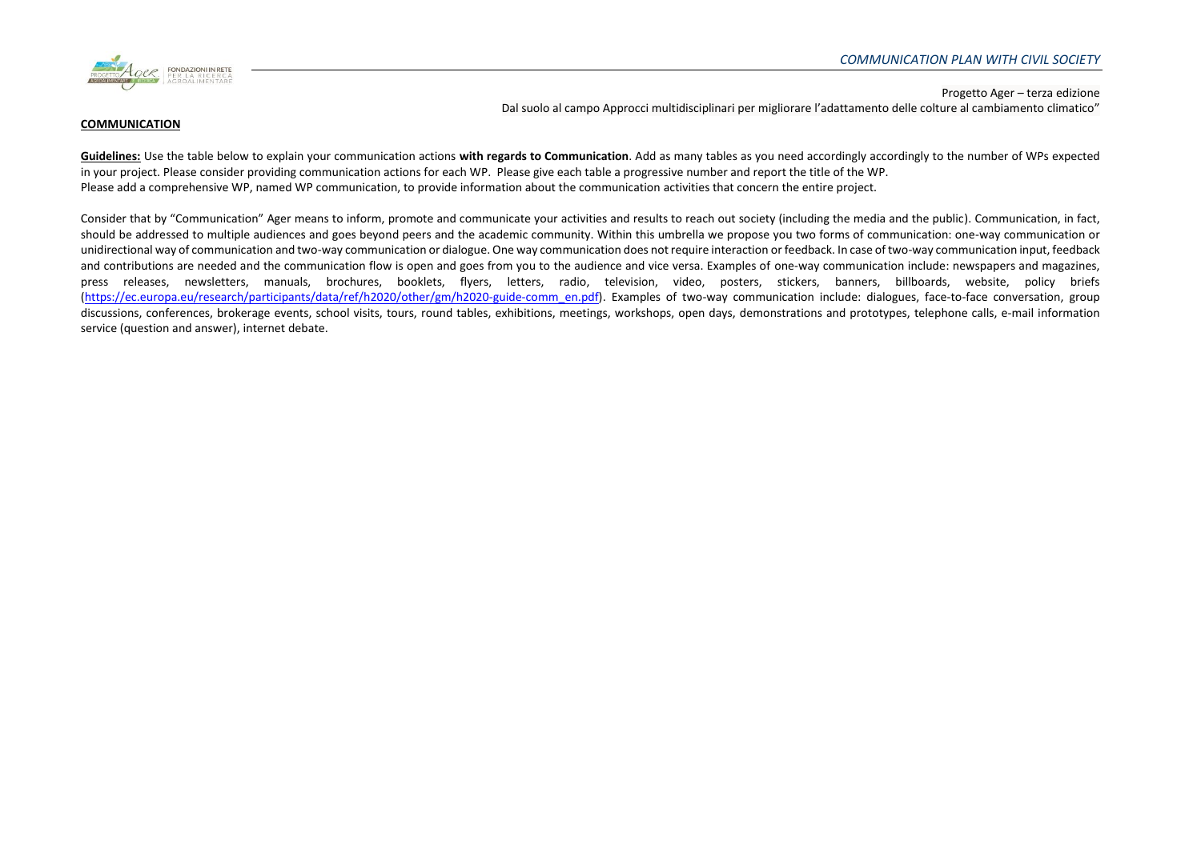Progetto Ager – terza edizione

Dal suolo al campo Approcci multidisciplinari per migliorare l'adattamento delle colture al cambiamento climatico"

**COMMUNICATION**

**Guidelines:** Use the table below to explain your communication actions **with regards to Communication**. Add as many tables as you need accordingly accordingly to the number of WPs expected in your project. Please consider providing communication actions for each WP. Please give each table a progressive number and report the title of the WP.
Please add a comprehensive WP, named WP communication, to provide information about the communication activities that concern the entire project.

Consider that by "Communication" Ager means to inform, promote and communicate your activities and results to reach out society (including the media and the public). Communication, in fact, should be addressed to multiple audiences and goes beyond peers and the academic community. Within this umbrella we propose you two forms of communication: one-way communication or unidirectional way of communication and two-way communication or dialogue. One way communication does not require interaction or feedback. In case of two-way communication input, feedback and contributions are needed and the communication flow is open and goes from you to the audience and vice versa. Examples of one-way communication include: newspapers and magazines, press releases, newsletters, manuals, brochures, booklets, flyers, letters, radio, television, video, posters, stickers, banners, billboards, website, policy briefs (https://ec.europa.eu/research/participants/data/ref/h2020/other/gm/h2020-guide-comm_en.pdf). Examples of two-way communication include: dialogues, face-to-face conversation, group discussions, conferences, brokerage events, school visits, tours, round tables, exhibitions, meetings, workshops, open days, demonstrations and prototypes, telephone calls, e-mail information service (question and answer), internet debate.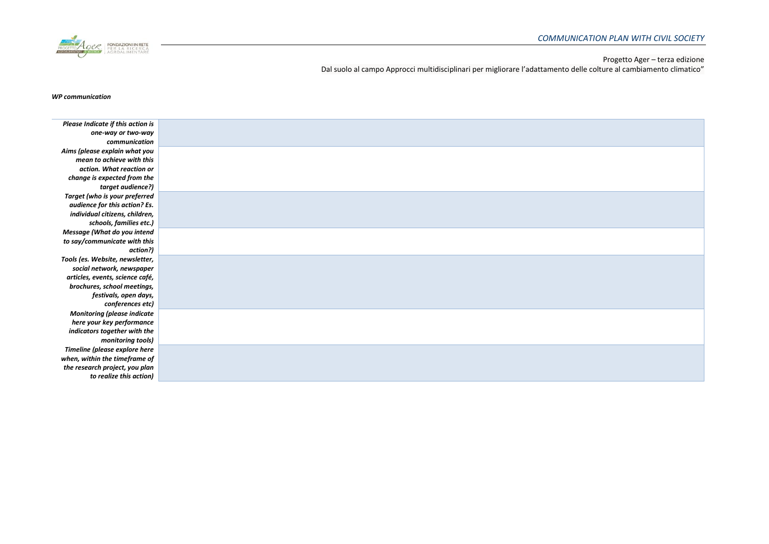*WP communication*

| | |
|---|---|
| ***Please Indicate if this action is one-way or two-way communication*** | |
| ***Aims (please explain what you mean to achieve with this action. What reaction or change is expected from the target audience?)*** | |
| ***Target (who is your preferred audience for this action? Es. individual citizens, children, schools, families etc.)*** | |
| ***Message (What do you intend to say/communicate with this action?)*** | |
| ***Tools (es. Website, newsletter, social network, newspaper articles, events, science café, brochures, school meetings, festivals, open days, conferences etc)*** | |
| ***Monitoring (please indicate here your key performance indicators together with the monitoring tools)*** | |
| ***Timeline (please explore here when, within the timeframe of the research project, you plan to realize this action)*** | |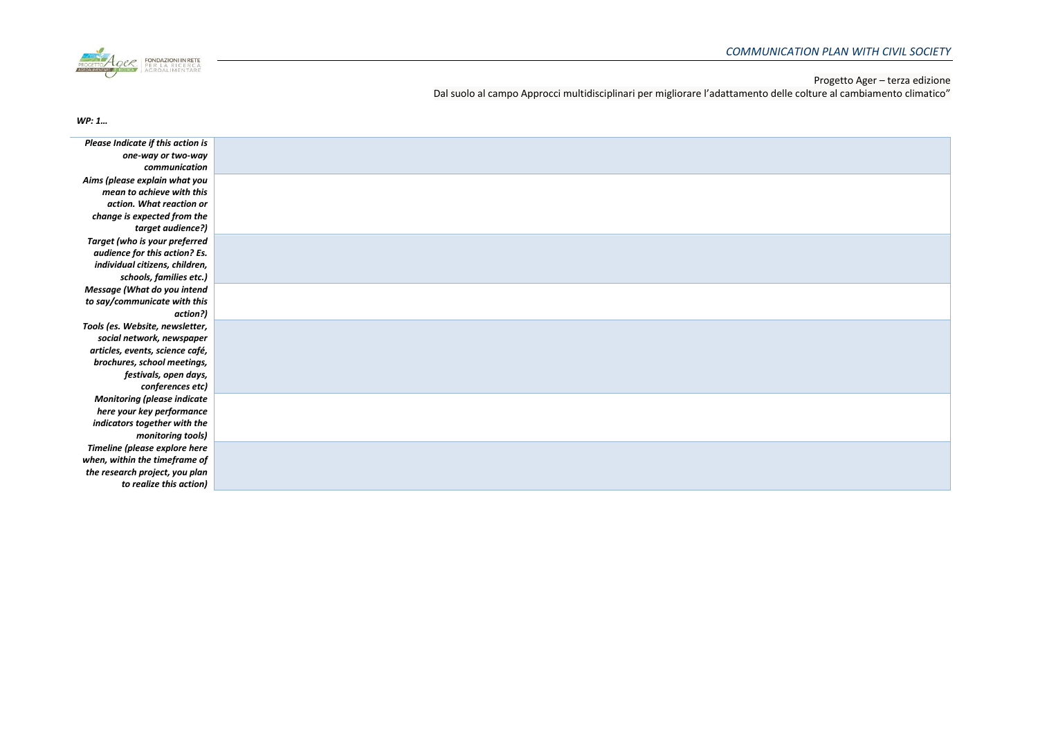*WP: 1…*

| | |
|---|---|
| ***Please Indicate if this action is one-way or two-way communication*** | |
| ***Aims (please explain what you mean to achieve with this action. What reaction or change is expected from the target audience?)*** | |
| ***Target (who is your preferred audience for this action? Es. individual citizens, children, schools, families etc.)*** | |
| ***Message (What do you intend to say/communicate with this action?)*** | |
| ***Tools (es. Website, newsletter, social network, newspaper articles, events, science café, brochures, school meetings, festivals, open days, conferences etc)*** | |
| ***Monitoring (please indicate here your key performance indicators together with the monitoring tools)*** | |
| ***Timeline (please explore here when, within the timeframe of the research project, you plan to realize this action)*** | |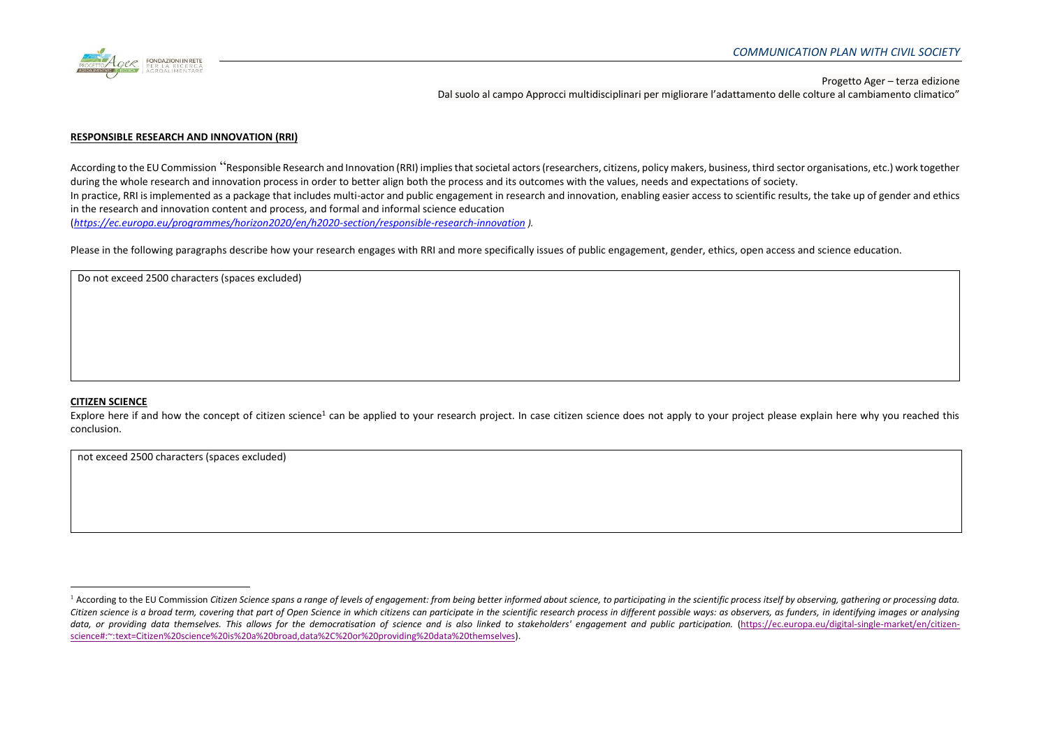## RESPONSIBLE RESEARCH AND INNOVATION (RRI)

According to the EU Commission "Responsible Research and Innovation (RRI) implies that societal actors (researchers, citizens, policy makers, business, third sector organisations, etc.) work together during the whole research and innovation process in order to better align both the process and its outcomes with the values, needs and expectations of society.

In practice, RRI is implemented as a package that includes multi-actor and public engagement in research and innovation, enabling easier access to scientific results, the take up of gender and ethics in the research and innovation content and process, and formal and informal science education (*https://ec.europa.eu/programmes/horizon2020/en/h2020-section/responsible-research-innovation ).*

Please in the following paragraphs describe how your research engages with RRI and more specifically issues of public engagement, gender, ethics, open access and science education.

| Do not exceed 2500 characters (spaces excluded) |
| --- |
| |

## CITIZEN SCIENCE

Explore here if and how the concept of citizen science[1] can be applied to your research project. In case citizen science does not apply to your project please explain here why you reached this conclusion.

| not exceed 2500 characters (spaces excluded) |
| --- |
| |

---

[1] According to the EU Commission *Citizen Science spans a range of levels of engagement: from being better informed about science, to participating in the scientific process itself by observing, gathering or processing data. Citizen science is a broad term, covering that part of Open Science in which citizens can participate in the scientific research process in different possible ways: as observers, as funders, in identifying images or analysing data, or providing data themselves. This allows for the democratisation of science and is also linked to stakeholders' engagement and public participation.* (https://ec.europa.eu/digital-single-market/en/citizen-science#:~:text=Citizen%20science%20is%20a%20broad,data%2C%20or%20providing%20data%20themselves).